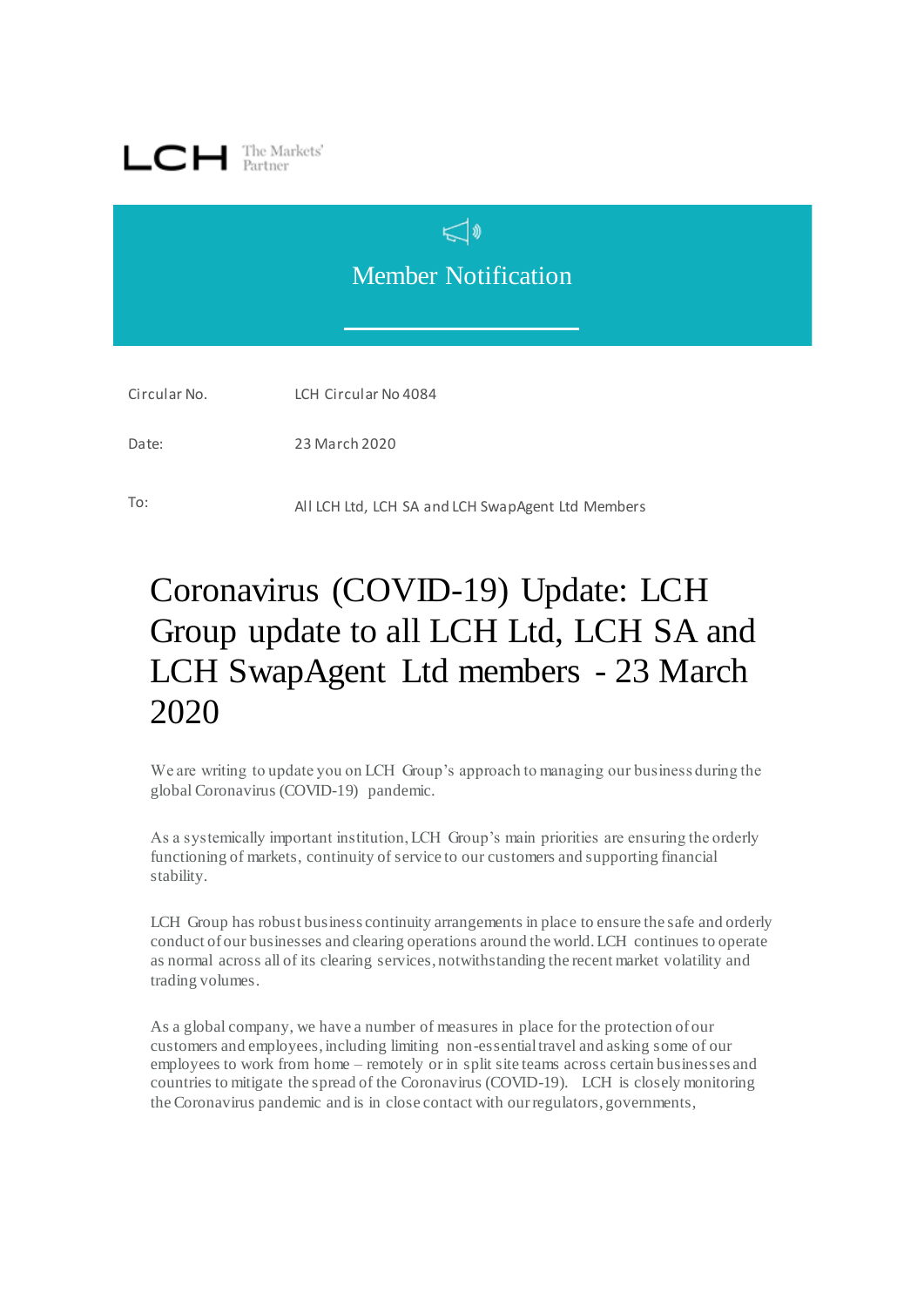LCH The Markets' Partner

Member Notification

| | |
|---|---|
| Circular No. | LCH Circular No 4084 |
| Date: | 23 March 2020 |
| To: | All LCH Ltd, LCH SA and LCH SwapAgent Ltd Members |

# Coronavirus (COVID-19) Update: LCH Group update to all LCH Ltd, LCH SA and LCH SwapAgent Ltd members - 23 March 2020

We are writing to update you on LCH Group's approach to managing our business during the global Coronavirus (COVID-19) pandemic.

As a systemically important institution, LCH Group's main priorities are ensuring the orderly functioning of markets, continuity of service to our customers and supporting financial stability.

LCH Group has robust business continuity arrangements in place to ensure the safe and orderly conduct of our businesses and clearing operations around the world. LCH continues to operate as normal across all of its clearing services, notwithstanding the recent market volatility and trading volumes.

As a global company, we have a number of measures in place for the protection of our customers and employees, including limiting non-essential travel and asking some of our employees to work from home – remotely or in split site teams across certain businesses and countries to mitigate the spread of the Coronavirus (COVID-19). LCH is closely monitoring the Coronavirus pandemic and is in close contact with our regulators, governments,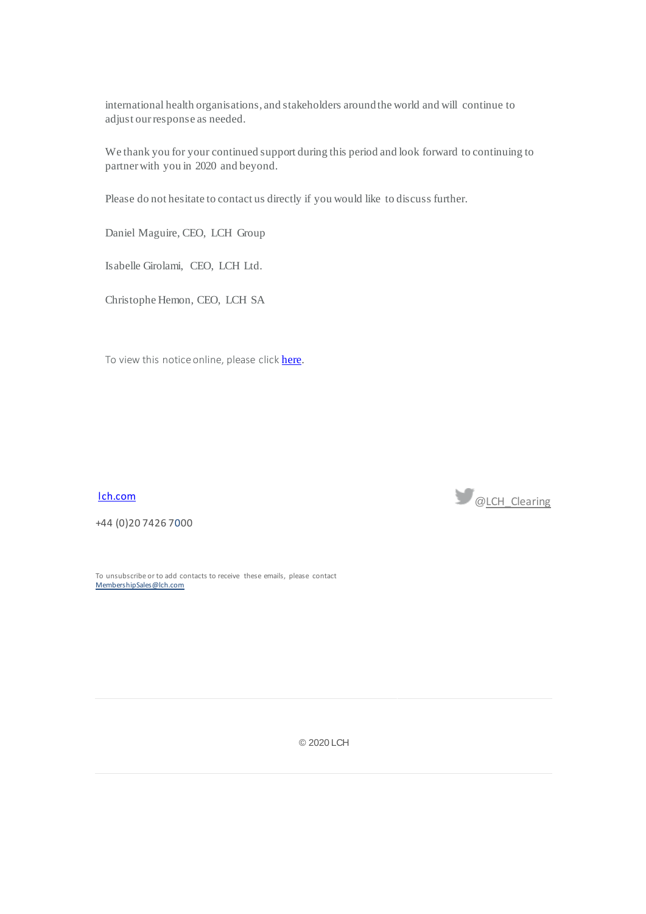international health organisations, and stakeholders around the world and will continue to adjust our response as needed.

We thank you for your continued support during this period and look forward to continuing to partner with you in 2020 and beyond.

Please do not hesitate to contact us directly if you would like to discuss further.

Daniel Maguire, CEO, LCH Group

Isabelle Girolami, CEO, LCH Ltd.

Christophe Hemon, CEO, LCH SA

To view this notice online, please click here.

lch.com

@LCH_Clearing

+44 (0)20 7426 7000

To unsubscribe or to add contacts to receive these emails, please contact MembershipSales@lch.com

© 2020 LCH